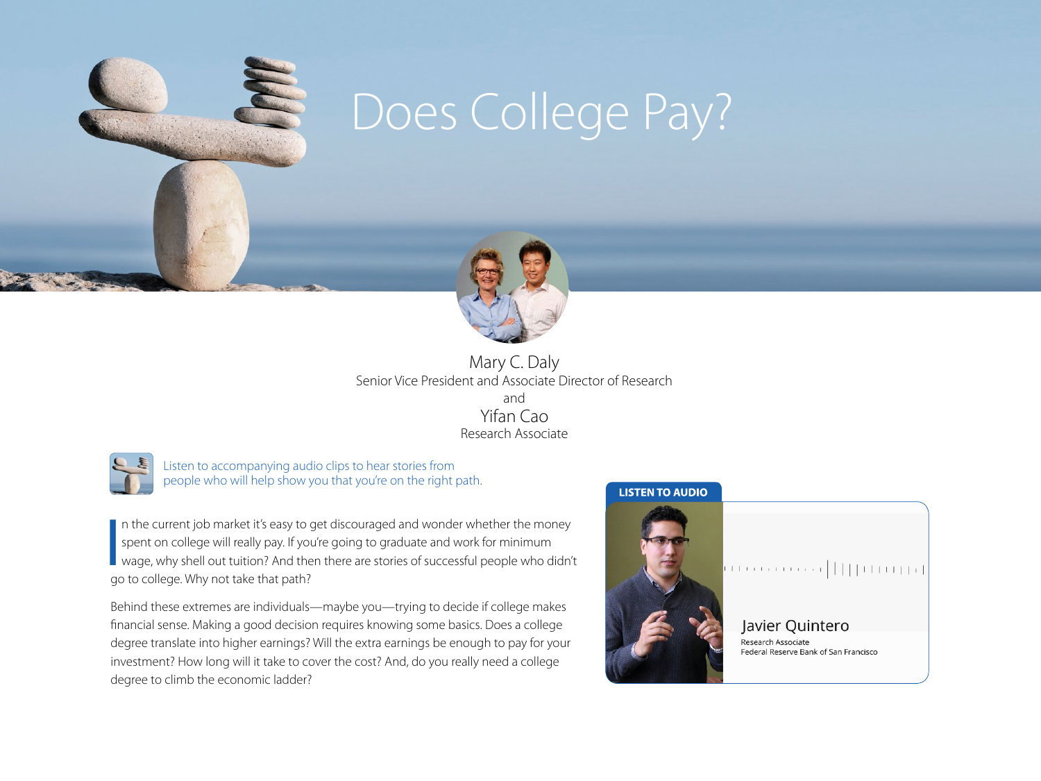# Does College Pay?

Mary C. Daly
Senior Vice President and Associate Director of Research
and
Yifan Cao
Research Associate

Listen to accompanying audio clips to hear stories from people who will help show you that you're on the right path.

In the current job market it's easy to get discouraged and wonder whether the money spent on college will really pay. If you're going to graduate and work for minimum wage, why shell out tuition? And then there are stories of successful people who didn't go to college. Why not take that path?

Behind these extremes are individuals—maybe you—trying to decide if college makes financial sense. Making a good decision requires knowing some basics. Does a college degree translate into higher earnings? Will the extra earnings be enough to pay for your investment? How long will it take to cover the cost? And, do you really need a college degree to climb the economic ladder?

**LISTEN TO AUDIO**

Javier Quintero
Research Associate
Federal Reserve Bank of San Francisco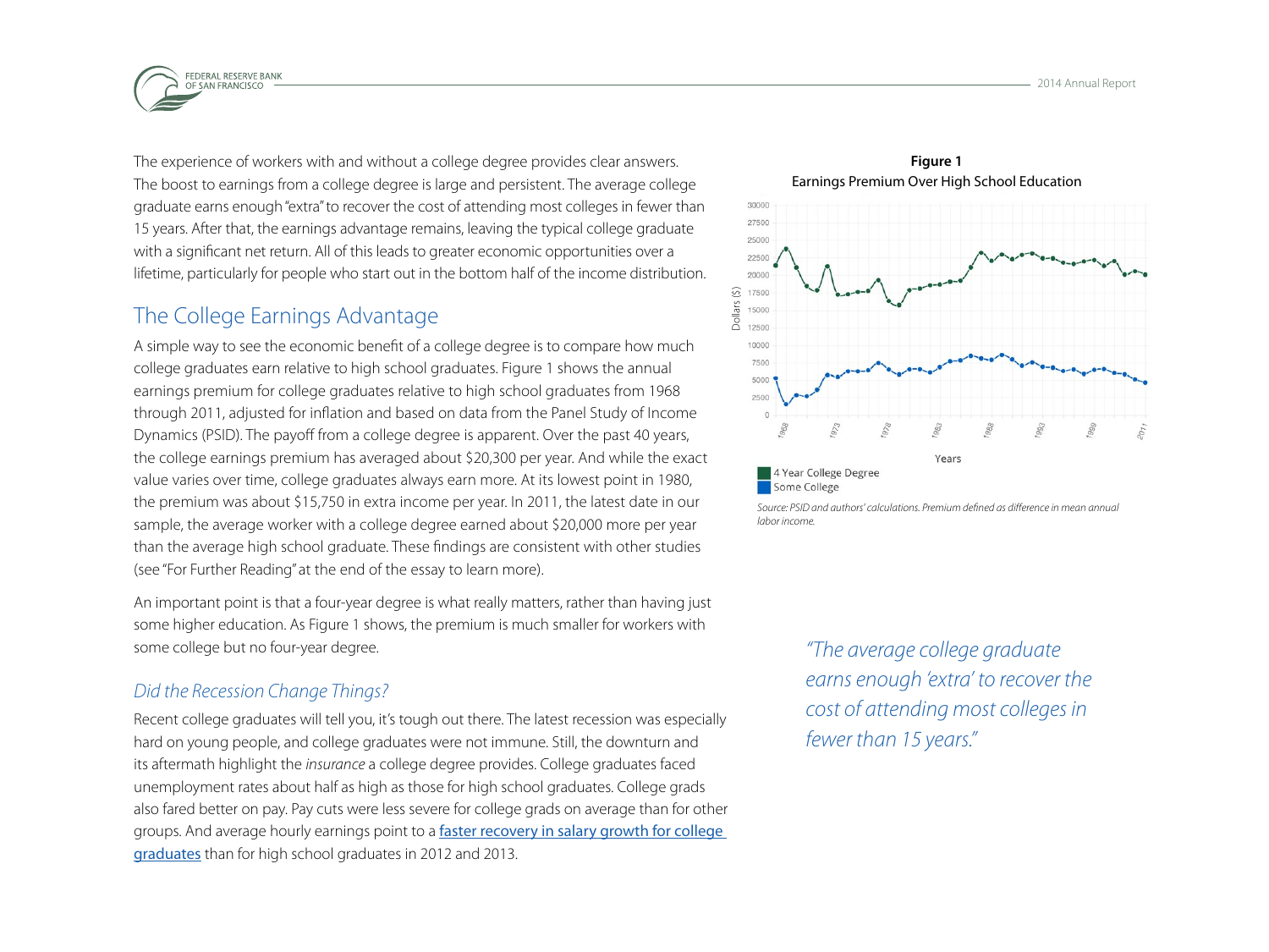The experience of workers with and without a college degree provides clear answers. The boost to earnings from a college degree is large and persistent. The average college graduate earns enough "extra" to recover the cost of attending most colleges in fewer than 15 years. After that, the earnings advantage remains, leaving the typical college graduate with a significant net return. All of this leads to greater economic opportunities over a lifetime, particularly for people who start out in the bottom half of the income distribution.

## The College Earnings Advantage

A simple way to see the economic benefit of a college degree is to compare how much college graduates earn relative to high school graduates. Figure 1 shows the annual earnings premium for college graduates relative to high school graduates from 1968 through 2011, adjusted for inflation and based on data from the Panel Study of Income Dynamics (PSID). The payoff from a college degree is apparent. Over the past 40 years, the college earnings premium has averaged about $20,300 per year. And while the exact value varies over time, college graduates always earn more. At its lowest point in 1980, the premium was about $15,750 in extra income per year. In 2011, the latest date in our sample, the average worker with a college degree earned about $20,000 more per year than the average high school graduate. These findings are consistent with other studies (see "For Further Reading" at the end of the essay to learn more).

An important point is that a four-year degree is what really matters, rather than having just some higher education. As Figure 1 shows, the premium is much smaller for workers with some college but no four-year degree.

### *Did the Recession Change Things?*

Recent college graduates will tell you, it's tough out there. The latest recession was especially hard on young people, and college graduates were not immune. Still, the downturn and its aftermath highlight the *insurance* a college degree provides. College graduates faced unemployment rates about half as high as those for high school graduates. College grads also fared better on pay. Pay cuts were less severe for college grads on average than for other groups. And average hourly earnings point to a faster recovery in salary growth for college graduates than for high school graduates in 2012 and 2013.

**Figure 1**
Earnings Premium Over High School Education

*Source: PSID and authors' calculations. Premium defined as difference in mean annual labor income.*

*"The average college graduate earns enough 'extra' to recover the cost of attending most colleges in fewer than 15 years."*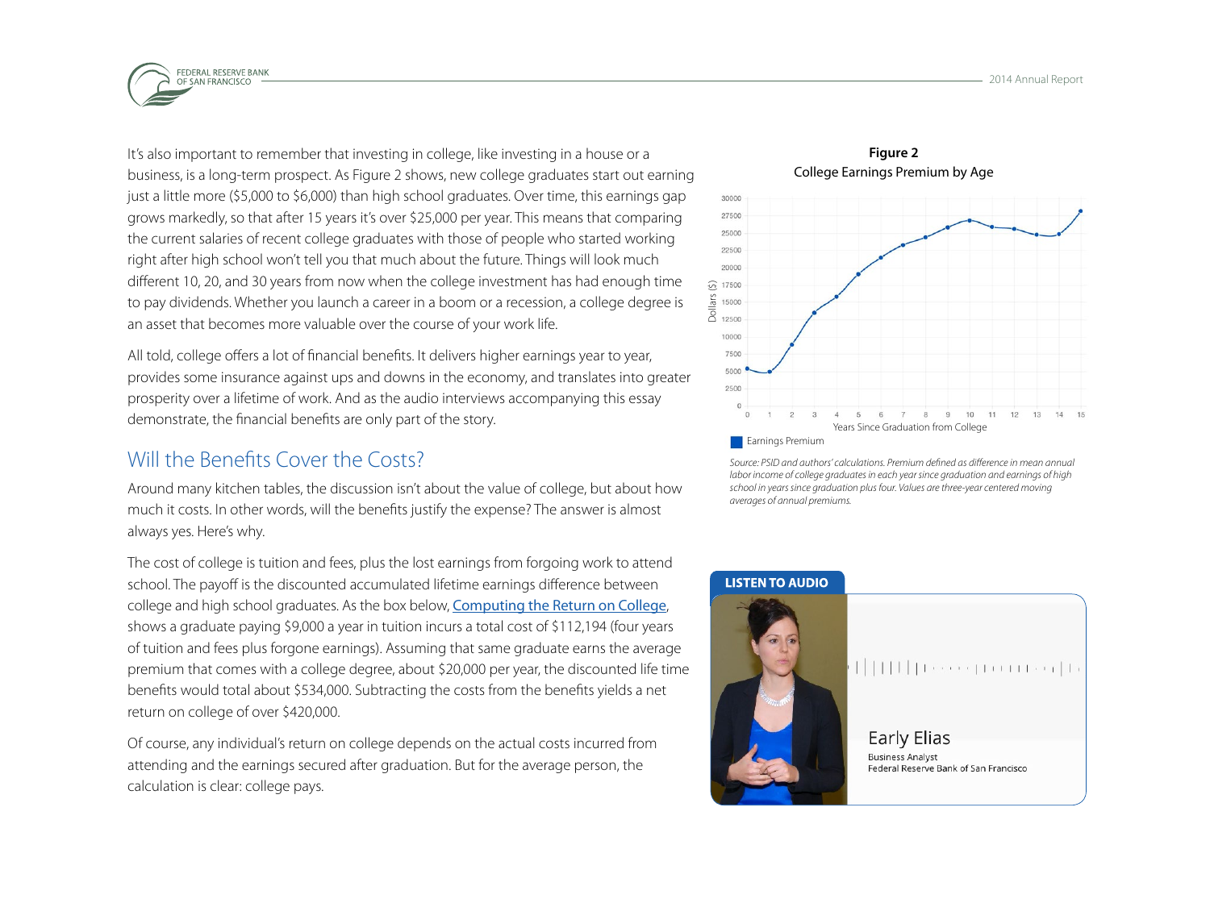It's also important to remember that investing in college, like investing in a house or a business, is a long-term prospect. As Figure 2 shows, new college graduates start out earning just a little more ($5,000 to $6,000) than high school graduates. Over time, this earnings gap grows markedly, so that after 15 years it's over $25,000 per year. This means that comparing the current salaries of recent college graduates with those of people who started working right after high school won't tell you that much about the future. Things will look much different 10, 20, and 30 years from now when the college investment has had enough time to pay dividends. Whether you launch a career in a boom or a recession, a college degree is an asset that becomes more valuable over the course of your work life.

All told, college offers a lot of financial benefits. It delivers higher earnings year to year, provides some insurance against ups and downs in the economy, and translates into greater prosperity over a lifetime of work. And as the audio interviews accompanying this essay demonstrate, the financial benefits are only part of the story.

**Figure 2**

College Earnings Premium by Age

*Source: PSID and authors' calculations. Premium defined as difference in mean annual labor income of college graduates in each year since graduation and earnings of high school in years since graduation plus four. Values are three-year centered moving averages of annual premiums.*

## Will the Benefits Cover the Costs?

Around many kitchen tables, the discussion isn't about the value of college, but about how much it costs. In other words, will the benefits justify the expense? The answer is almost always yes. Here's why.

The cost of college is tuition and fees, plus the lost earnings from forgoing work to attend school. The payoff is the discounted accumulated lifetime earnings difference between college and high school graduates. As the box below, Computing the Return on College, shows a graduate paying $9,000 a year in tuition incurs a total cost of $112,194 (four years of tuition and fees plus forgone earnings). Assuming that same graduate earns the average premium that comes with a college degree, about $20,000 per year, the discounted life time benefits would total about $534,000. Subtracting the costs from the benefits yields a net return on college of over $420,000.

Of course, any individual's return on college depends on the actual costs incurred from attending and the earnings secured after graduation. But for the average person, the calculation is clear: college pays.

**LISTEN TO AUDIO**

Early Elias
Business Analyst
Federal Reserve Bank of San Francisco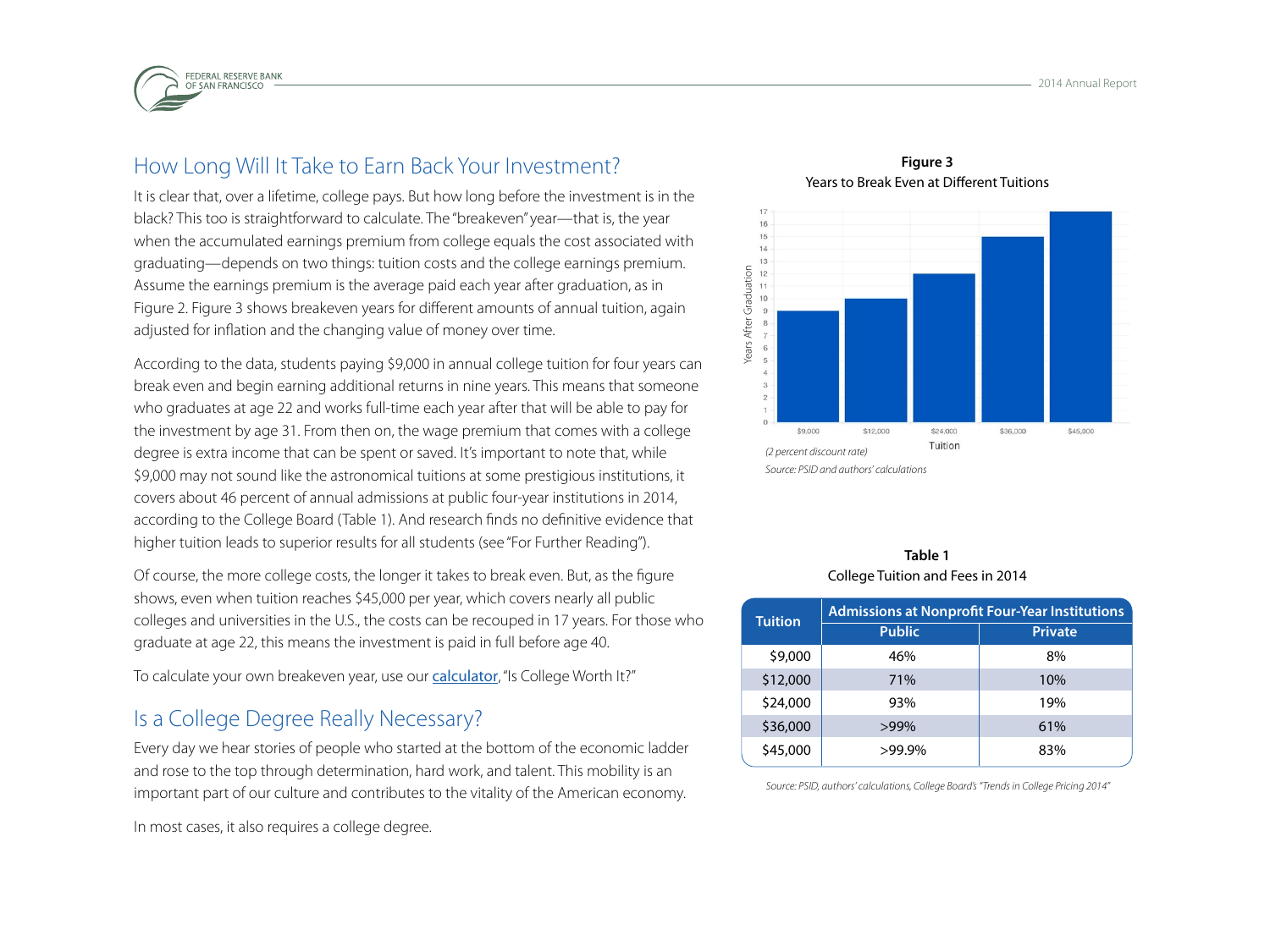## How Long Will It Take to Earn Back Your Investment?

It is clear that, over a lifetime, college pays. But how long before the investment is in the black? This too is straightforward to calculate. The "breakeven" year—that is, the year when the accumulated earnings premium from college equals the cost associated with graduating—depends on two things: tuition costs and the college earnings premium. Assume the earnings premium is the average paid each year after graduation, as in Figure 2. Figure 3 shows breakeven years for different amounts of annual tuition, again adjusted for inflation and the changing value of money over time.

According to the data, students paying $9,000 in annual college tuition for four years can break even and begin earning additional returns in nine years. This means that someone who graduates at age 22 and works full-time each year after that will be able to pay for the investment by age 31. From then on, the wage premium that comes with a college degree is extra income that can be spent or saved. It's important to note that, while $9,000 may not sound like the astronomical tuitions at some prestigious institutions, it covers about 46 percent of annual admissions at public four-year institutions in 2014, according to the College Board (Table 1). And research finds no definitive evidence that higher tuition leads to superior results for all students (see "For Further Reading").

Of course, the more college costs, the longer it takes to break even. But, as the figure shows, even when tuition reaches $45,000 per year, which covers nearly all public colleges and universities in the U.S., the costs can be recouped in 17 years. For those who graduate at age 22, this means the investment is paid in full before age 40.

To calculate your own breakeven year, use our calculator, "Is College Worth It?"

## Is a College Degree Really Necessary?

Every day we hear stories of people who started at the bottom of the economic ladder and rose to the top through determination, hard work, and talent. This mobility is an important part of our culture and contributes to the vitality of the American economy.

In most cases, it also requires a college degree.

**Figure 3**
Years to Break Even at Different Tuitions

| Tuition | Years After Graduation |
|---|---|
| $9,000 | 9 |
| $12,000 | 10 |
| $24,000 | 12 |
| $36,000 | 15 |
| $45,000 | 17 |

*(2 percent discount rate)*

*Source: PSID and authors' calculations*

**Table 1**
College Tuition and Fees in 2014

| Tuition | Admissions at Nonprofit Four-Year Institutions | |
|---|---|---|
| | Public | Private |
| $9,000 | 46% | 8% |
| $12,000 | 71% | 10% |
| $24,000 | 93% | 19% |
| $36,000 | >99% | 61% |
| $45,000 | >99.9% | 83% |

*Source: PSID, authors' calculations, College Board's "Trends in College Pricing 2014"*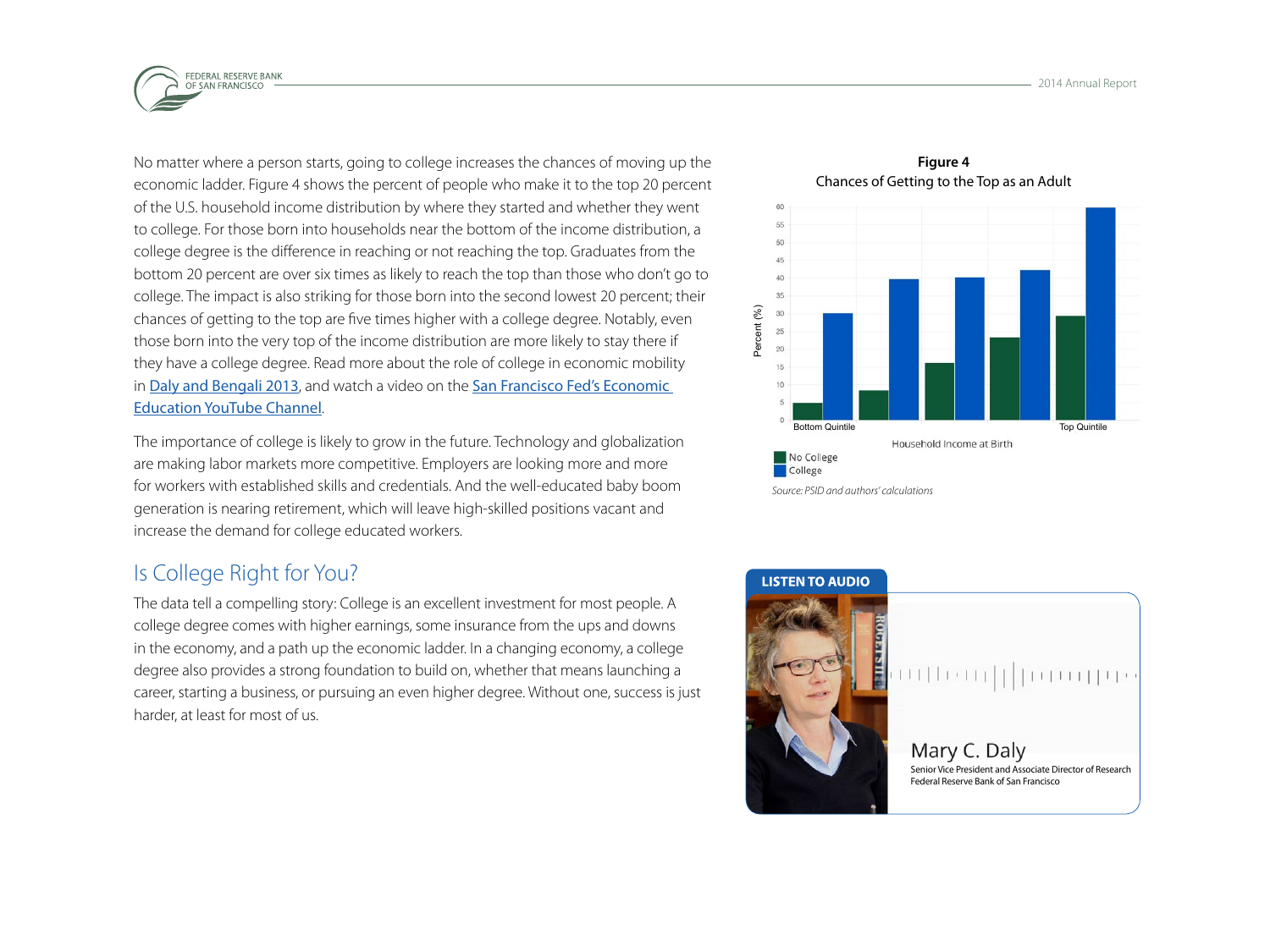No matter where a person starts, going to college increases the chances of moving up the economic ladder. Figure 4 shows the percent of people who make it to the top 20 percent of the U.S. household income distribution by where they started and whether they went to college. For those born into households near the bottom of the income distribution, a college degree is the difference in reaching or not reaching the top. Graduates from the bottom 20 percent are over six times as likely to reach the top than those who don't go to college. The impact is also striking for those born into the second lowest 20 percent; their chances of getting to the top are five times higher with a college degree. Notably, even those born into the very top of the income distribution are more likely to stay there if they have a college degree. Read more about the role of college in economic mobility in [Daly and Bengali 2013](), and watch a video on the [San Francisco Fed's Economic Education YouTube Channel]().

The importance of college is likely to grow in the future. Technology and globalization are making labor markets more competitive. Employers are looking more and more for workers with established skills and credentials. And the well-educated baby boom generation is nearing retirement, which will leave high-skilled positions vacant and increase the demand for college educated workers.

## Is College Right for You?

The data tell a compelling story: College is an excellent investment for most people. A college degree comes with higher earnings, some insurance from the ups and downs in the economy, and a path up the economic ladder. In a changing economy, a college degree also provides a strong foundation to build on, whether that means launching a career, starting a business, or pursuing an even higher degree. Without one, success is just harder, at least for most of us.

**Figure 4**

Chances of Getting to the Top as an Adult

Percent (%) by Household Income at Birth (Bottom Quintile to Top Quintile); No College / College

*Source: PSID and authors' calculations*

**LISTEN TO AUDIO**

Mary C. Daly
Senior Vice President and Associate Director of Research
Federal Reserve Bank of San Francisco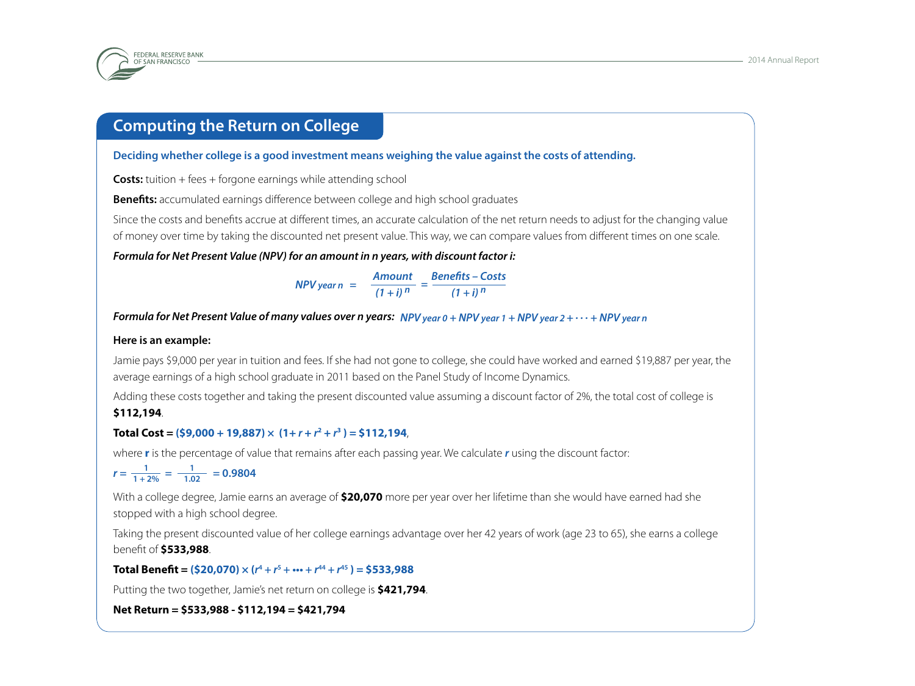## Computing the Return on College

**Deciding whether college is a good investment means weighing the value against the costs of attending.**

**Costs:** tuition + fees + forgone earnings while attending school

**Benefits:** accumulated earnings difference between college and high school graduates

Since the costs and benefits accrue at different times, an accurate calculation of the net return needs to adjust for the changing value of money over time by taking the discounted net present value. This way, we can compare values from different times on one scale.

***Formula for Net Present Value (NPV) for an amount in n years, with discount factor i:***

$$NPV_{year\ n} = \frac{Amount}{(1+i)^n} = \frac{Benefits - Costs}{(1+i)^n}$$

***Formula for Net Present Value of many values over n years:*** $NPV_{year\ 0} + NPV_{year\ 1} + NPV_{year\ 2} + \cdots + NPV_{year\ n}$

**Here is an example:**

Jamie pays $9,000 per year in tuition and fees. If she had not gone to college, she could have worked and earned $19,887 per year, the average earnings of a high school graduate in 2011 based on the Panel Study of Income Dynamics.

Adding these costs together and taking the present discounted value assuming a discount factor of 2%, the total cost of college is **$112,194**.

**Total Cost =** $(\$9{,}000 + 19{,}887) \times (1 + r + r^2 + r^3) = \$112{,}194$,

where $r$ is the percentage of value that remains after each passing year. We calculate $r$ using the discount factor:

$$r = \frac{1}{1+2\%} = \frac{1}{1.02} = 0.9804$$

With a college degree, Jamie earns an average of **$20,070** more per year over her lifetime than she would have earned had she stopped with a high school degree.

Taking the present discounted value of her college earnings advantage over her 42 years of work (age 23 to 65), she earns a college benefit of **$533,988**.

**Total Benefit =** $(\$20{,}070) \times (r^4 + r^5 + \cdots + r^{44} + r^{45}) = \$533{,}988$

Putting the two together, Jamie's net return on college is **$421,794**.

**Net Return = $533,988 - $112,194 = $421,794**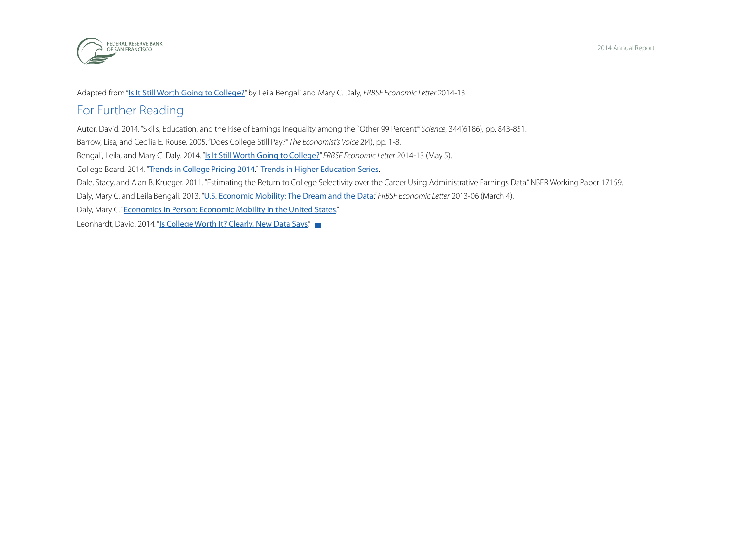Adapted from "Is It Still Worth Going to College?" by Leila Bengali and Mary C. Daly, *FRBSF Economic Letter* 2014-13.

## For Further Reading

Autor, David. 2014. "Skills, Education, and the Rise of Earnings Inequality among the `Other 99 Percent'" *Science*, 344(6186), pp. 843-851.

Barrow, Lisa, and Cecilia E. Rouse. 2005. "Does College Still Pay?" *The Economist's Voice* 2(4), pp. 1-8.

Bengali, Leila, and Mary C. Daly. 2014. "Is It Still Worth Going to College?" *FRBSF Economic Letter* 2014-13 (May 5).

College Board. 2014. "Trends in College Pricing 2014." Trends in Higher Education Series.

Dale, Stacy, and Alan B. Krueger. 2011. "Estimating the Return to College Selectivity over the Career Using Administrative Earnings Data." NBER Working Paper 17159.

Daly, Mary C. and Leila Bengali. 2013. "U.S. Economic Mobility: The Dream and the Data." *FRBSF Economic Letter* 2013-06 (March 4).

Daly, Mary C. "Economics in Person: Economic Mobility in the United States."

Leonhardt, David. 2014. "Is College Worth It? Clearly, New Data Says."